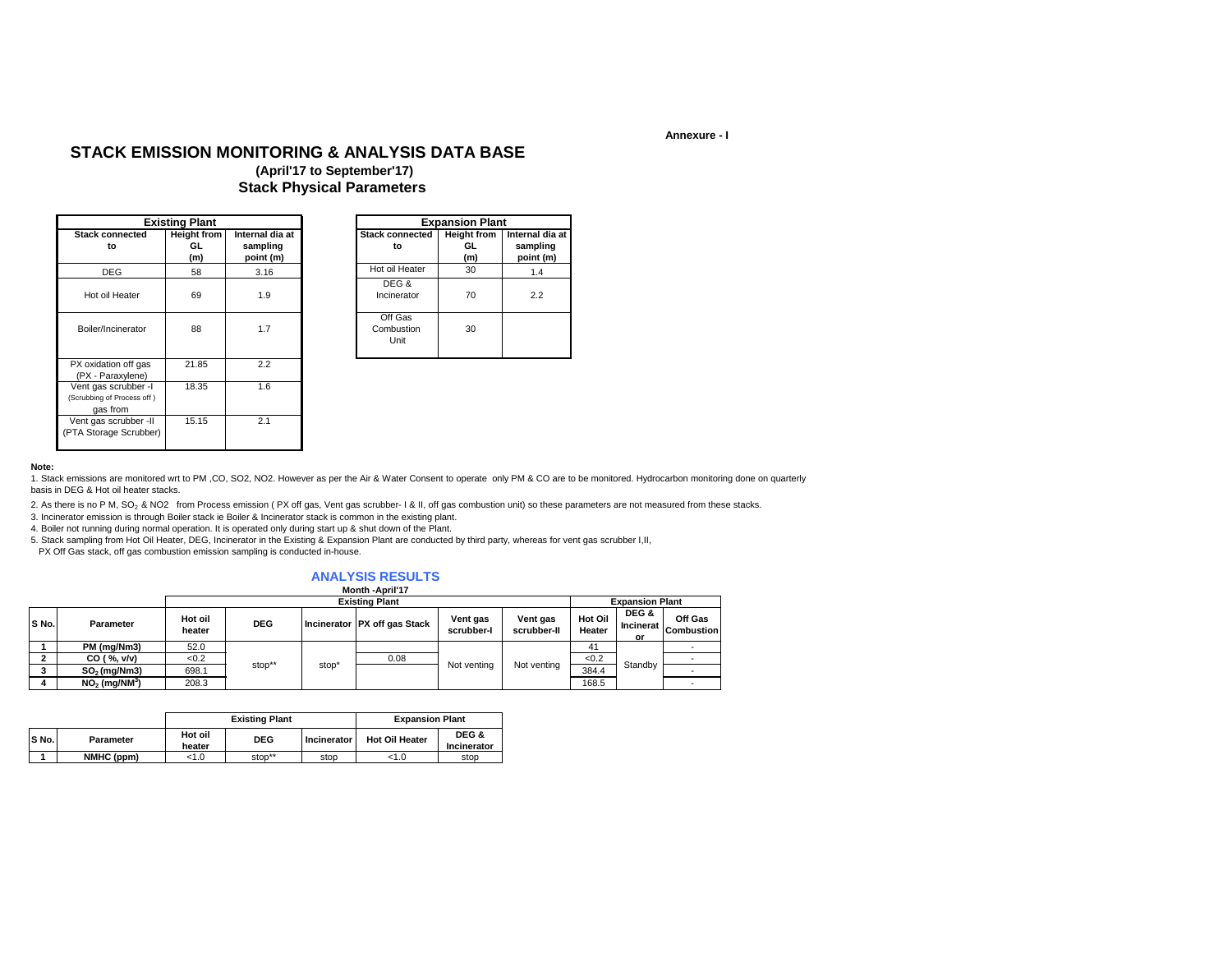Annexure - I

# STACK EMISSION MONITORING & ANALYSIS DATA BASE

**(April'17 to September'17)**

## Stack Physical Parameters

| Existing Plant | | |
|---|---|---|
| **Stack connected to** | **Height from GL (m)** | **Internal dia at sampling point (m)** |
| DEG | 58 | 3.16 |
| Hot oil Heater | 69 | 1.9 |
| Boiler/Incinerator | 88 | 1.7 |
| PX oxidation off gas (PX - Paraxylene) | 21.85 | 2.2 |
| Vent gas scrubber -I (Scrubbing of Process off ) gas from | 18.35 | 1.6 |
| Vent gas scrubber -II (PTA Storage Scrubber) | 15.15 | 2.1 |

| Expansion Plant | | |
|---|---|---|
| **Stack connected to** | **Height from GL (m)** | **Internal dia at sampling point (m)** |
| Hot oil Heater | 30 | 1.4 |
| DEG & Incinerator | 70 | 2.2 |
| Off Gas Combustion Unit | 30 | |

**Note:**

1. Stack emissions are monitored wrt to PM ,CO, SO2, NO2. However as per the Air & Water Consent to operate only PM & CO are to be monitored. Hydrocarbon monitoring done on quarterly basis in DEG & Hot oil heater stacks.
2. As there is no P M, $SO_2$ & NO2 from Process emission ( PX off gas, Vent gas scrubber- I & II, off gas combustion unit) so these parameters are not measured from these stacks.
3. Incinerator emission is through Boiler stack ie Boiler & Incinerator stack is common in the existing plant.
4. Boiler not running during normal operation. It is operated only during start up & shut down of the Plant.
5. Stack sampling from Hot Oil Heater, DEG, Incinerator in the Existing & Expansion Plant are conducted by third party, whereas for vent gas scrubber I,II, PX Off Gas stack, off gas combustion emission sampling is conducted in-house.

## ANALYSIS RESULTS

**Month -April'17**

| | | Existing Plant | | | | | | Expansion Plant | | |
|---|---|---|---|---|---|---|---|---|---|---|
| **S No.** | **Parameter** | **Hot oil heater** | **DEG** | **Incinerator** | **PX off gas Stack** | **Vent gas scrubber-I** | **Vent gas scrubber-II** | **Hot Oil Heater** | **DEG & Incinerator** | **Off Gas Combustion** |
| 1 | PM (mg/Nm3) | 52.0 | stop** | stop* | | Not venting | Not venting | 41 | Standby | - |
| 2 | CO ( %, v/v) | <0.2 | | | 0.08 | | | <0.2 | | - |
| 3 | $SO_2$ (mg/Nm3) | 698.1 | | | | | | 384.4 | | - |
| 4 | $NO_2$ (mg/$NM^3$) | 208.3 | | | | | | 168.5 | | - |

| | | Existing Plant | | | Expansion Plant | |
|---|---|---|---|---|---|---|
| **S No.** | **Parameter** | **Hot oil heater** | **DEG** | **Incinerator** | **Hot Oil Heater** | **DEG & Incinerator** |
| 1 | NMHC (ppm) | <1.0 | stop** | stop | <1.0 | stop |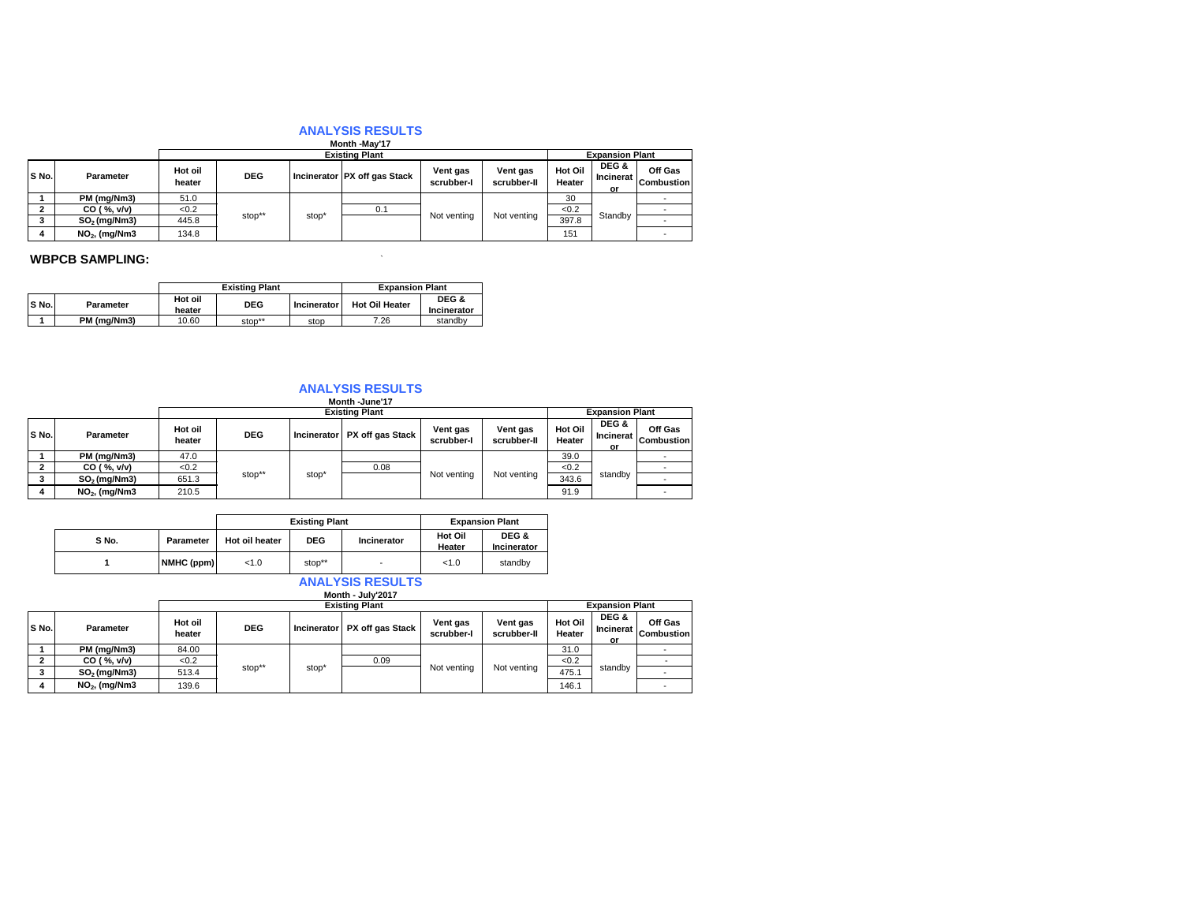## ANALYSIS RESULTS

**Month -May'17**

| S No. | Parameter | Existing Plant | | | | | | Expansion Plant | | |
|---|---|---|---|---|---|---|---|---|---|---|
| | | Hot oil heater | DEG | Incinerator | PX off gas Stack | Vent gas scrubber-I | Vent gas scrubber-II | Hot Oil Heater | DEG & Incinerator | Off Gas Combustion |
| 1 | PM (mg/Nm3) | 51.0 | stop** | stop* | | Not venting | Not venting | 30 | Standby | - |
| 2 | CO ( %, v/v) | <0.2 | | | 0.1 | | | <0.2 | | - |
| 3 | $SO_2$ (mg/Nm3) | 445.8 | | | | | | 397.8 | | - |
| 4 | $NO_2$, (mg/Nm3 | 134.8 | | | | | | 151 | | - |

**WBPCB SAMPLING:**

| S No. | Parameter | Existing Plant | | | Expansion Plant | |
|---|---|---|---|---|---|---|
| | | Hot oil heater | DEG | Incinerator | Hot Oil Heater | DEG & Incinerator |
| 1 | PM (mg/Nm3) | 10.60 | stop** | stop | 7.26 | standby |

## ANALYSIS RESULTS

**Month -June'17**

| S No. | Parameter | Existing Plant | | | | | | Expansion Plant | | |
|---|---|---|---|---|---|---|---|---|---|---|
| | | Hot oil heater | DEG | Incinerator | PX off gas Stack | Vent gas scrubber-I | Vent gas scrubber-II | Hot Oil Heater | DEG & Incinerator | Off Gas Combustion |
| 1 | PM (mg/Nm3) | 47.0 | stop** | stop* | | Not venting | Not venting | 39.0 | standby | - |
| 2 | CO ( %, v/v) | <0.2 | | | 0.08 | | | <0.2 | | - |
| 3 | $SO_2$ (mg/Nm3) | 651.3 | | | | | | 343.6 | | - |
| 4 | $NO_2$, (mg/Nm3 | 210.5 | | | | | | 91.9 | | - |

| S No. | Parameter | Existing Plant | | | Expansion Plant | |
|---|---|---|---|---|---|---|
| | | Hot oil heater | DEG | Incinerator | Hot Oil Heater | DEG & Incinerator |
| 1 | NMHC (ppm) | <1.0 | stop** | - | <1.0 | standby |

## ANALYSIS RESULTS

**Month - July'2017**

| S No. | Parameter | Existing Plant | | | | | | Expansion Plant | | |
|---|---|---|---|---|---|---|---|---|---|---|
| | | Hot oil heater | DEG | Incinerator | PX off gas Stack | Vent gas scrubber-I | Vent gas scrubber-II | Hot Oil Heater | DEG & Incinerator | Off Gas Combustion |
| 1 | PM (mg/Nm3) | 84.00 | stop** | stop* | | Not venting | Not venting | 31.0 | standby | - |
| 2 | CO ( %, v/v) | <0.2 | | | 0.09 | | | <0.2 | | - |
| 3 | $SO_2$ (mg/Nm3) | 513.4 | | | | | | 475.1 | | - |
| 4 | $NO_2$, (mg/Nm3 | 139.6 | | | | | | 146.1 | | - |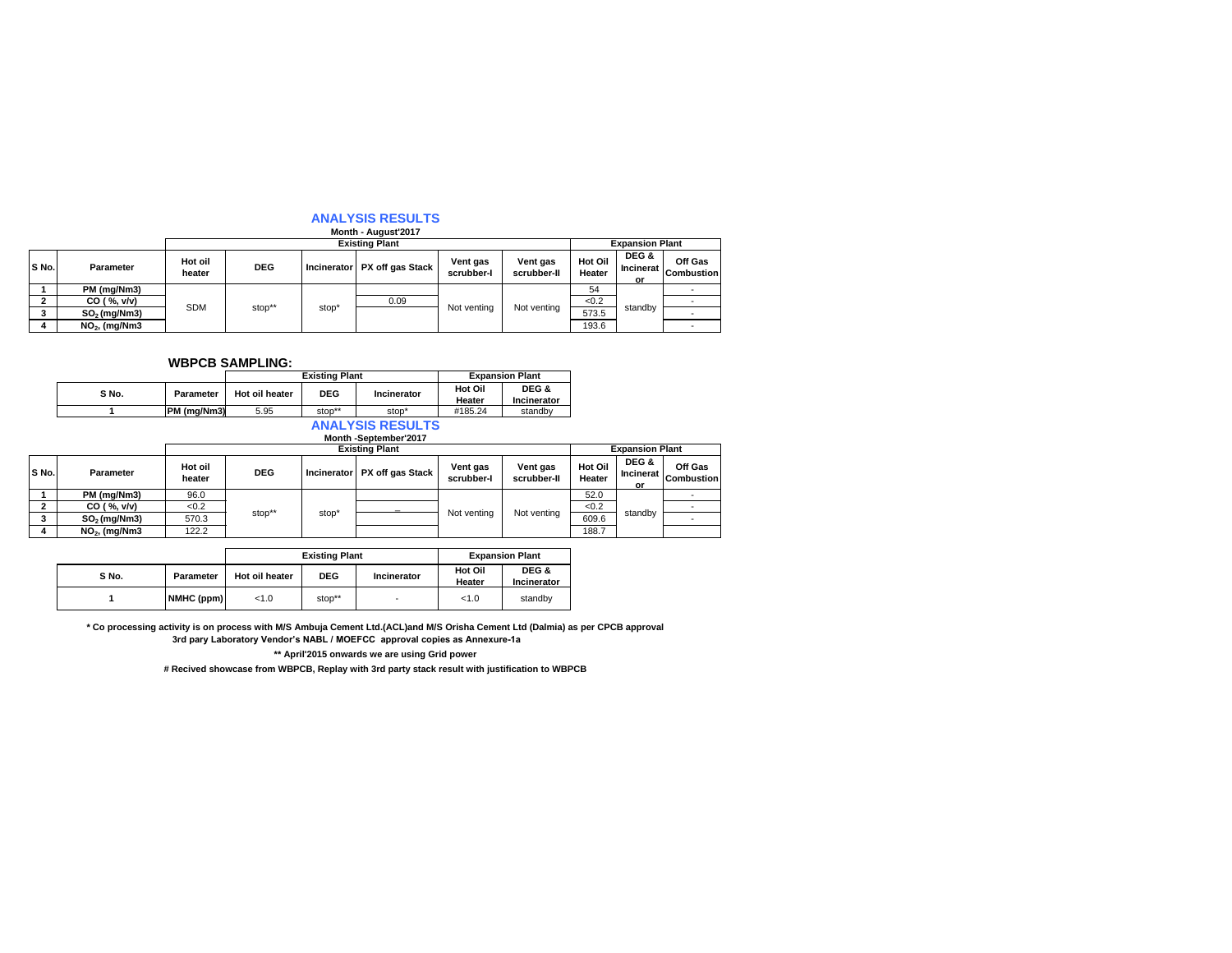## ANALYSIS RESULTS

**Month - August'2017**

| S No. | Parameter | Existing Plant | | | | | | Expansion Plant | | |
|---|---|---|---|---|---|---|---|---|---|---|
| | | Hot oil heater | DEG | Incinerator | PX off gas Stack | Vent gas scrubber-I | Vent gas scrubber-II | Hot Oil Heater | DEG & Incinerator | Off Gas Combustion |
| 1 | PM (mg/Nm3) | SDM | stop** | stop* | | Not venting | Not venting | 54 | standby | - |
| 2 | CO ( %, v/v) | | | | 0.09 | | | <0.2 | | - |
| 3 | $SO_2$ (mg/Nm3) | | | | | | | 573.5 | | - |
| 4 | $NO_2$, (mg/Nm3 | | | | | | | 193.6 | | - |

## WBPCB SAMPLING:

| S No. | Parameter | Existing Plant | | | Expansion Plant | |
|---|---|---|---|---|---|---|
| | | Hot oil heater | DEG | Incinerator | Hot Oil Heater | DEG & Incinerator |
| 1 | PM (mg/Nm3) | 5.95 | stop** | stop* | #185.24 | standby |

## ANALYSIS RESULTS

**Month -September'2017**

| S No. | Parameter | Existing Plant | | | | | | Expansion Plant | | |
|---|---|---|---|---|---|---|---|---|---|---|
| | | Hot oil heater | DEG | Incinerator | PX off gas Stack | Vent gas scrubber-I | Vent gas scrubber-II | Hot Oil Heater | DEG & Incinerator | Off Gas Combustion |
| 1 | PM (mg/Nm3) | 96.0 | stop** | stop* | | Not venting | Not venting | 52.0 | standby | - |
| 2 | CO ( %, v/v) | <0.2 | | | _ | | | <0.2 | | - |
| 3 | $SO_2$ (mg/Nm3) | 570.3 | | | | | | 609.6 | | - |
| 4 | $NO_2$, (mg/Nm3 | 122.2 | | | | | | 188.7 | | |

| S No. | Parameter | Existing Plant | | | Expansion Plant | |
|---|---|---|---|---|---|---|
| | | Hot oil heater | DEG | Incinerator | Hot Oil Heater | DEG & Incinerator |
| 1 | NMHC (ppm) | <1.0 | stop** | - | <1.0 | standby |

**\* Co processing activity is on process with M/S Ambuja Cement Ltd.(ACL)and M/S Orisha Cement Ltd (Dalmia) as per CPCB approval**
**3rd pary Laboratory Vendor's NABL / MOEFCC approval copies as Annexure-1a**

**\*\* April'2015 onwards we are using Grid power**

**# Recived showcase from WBPCB, Replay with 3rd party stack result with justification to WBPCB**